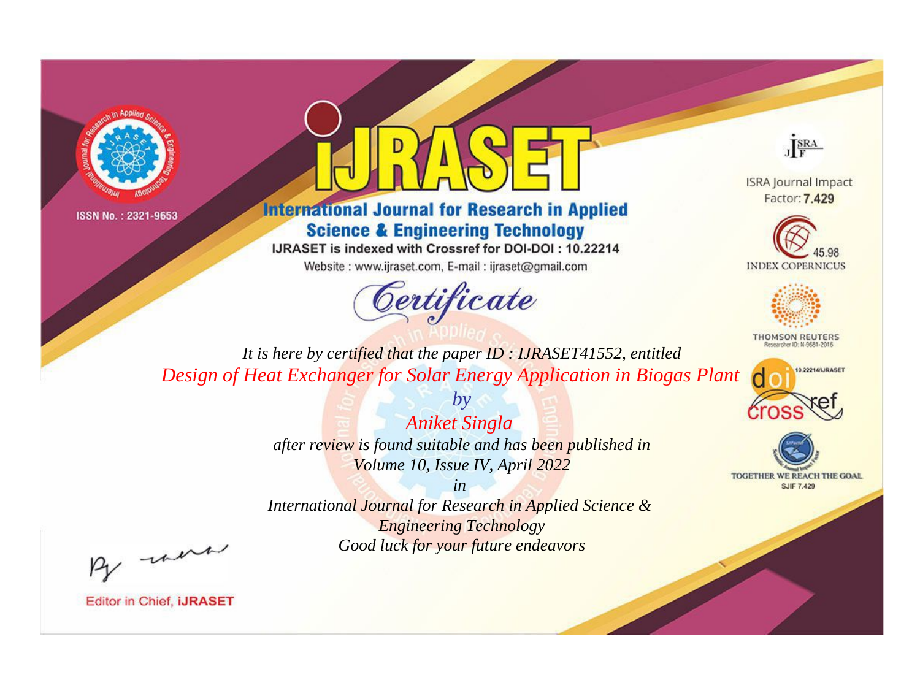ISSN No. : 2321-9653

# iJRASET

## International Journal for Research in Applied Science & Engineering Technology

IJRASET is indexed with Crossref for DOI-DOI : 10.22214

Website : www.ijraset.com, E-mail : ijraset@gmail.com

ISRA Journal Impact Factor: **7.429**

45.98 INDEX COPERNICUS

THOMSON REUTERS Researcher ID: N-9681-2016

10.22214/IJRASET

TOGETHER WE REACH THE GOAL SJIF 7.429

# *Certificate*

*It is here by certified that the paper ID : IJRASET41552, entitled*

*Design of Heat Exchanger for Solar Energy Application in Biogas Plant*

*by*

*Aniket Singla*

*after review is found suitable and has been published in*

*Volume 10, Issue IV, April 2022*

*in*

*International Journal for Research in Applied Science & Engineering Technology*

*Good luck for your future endeavors*

Editor in Chief, **iJRASET**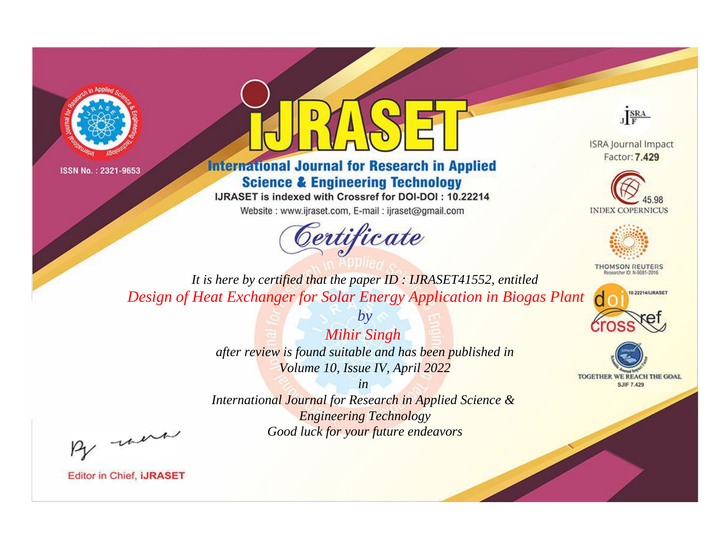ISSN No. : 2321-9653

# iJRASET

## International Journal for Research in Applied Science & Engineering Technology

IJRASET is indexed with Crossref for DOI-DOI : 10.22214

Website : www.ijraset.com, E-mail : ijraset@gmail.com

ISRA Journal Impact Factor: **7.429**

45.98 INDEX COPERNICUS

THOMSON REUTERS Researcher ID: N-9681-2016

10.22214/IJRASET

TOGETHER WE REACH THE GOAL SJIF 7.429

# *Certificate*

*It is here by certified that the paper ID : IJRASET41552, entitled*

*Design of Heat Exchanger for Solar Energy Application in Biogas Plant*

*by*

*Mihir Singh*

*after review is found suitable and has been published in*

*Volume 10, Issue IV, April 2022*

*in*

*International Journal for Research in Applied Science & Engineering Technology*

*Good luck for your future endeavors*

Editor in Chief, **iJRASET**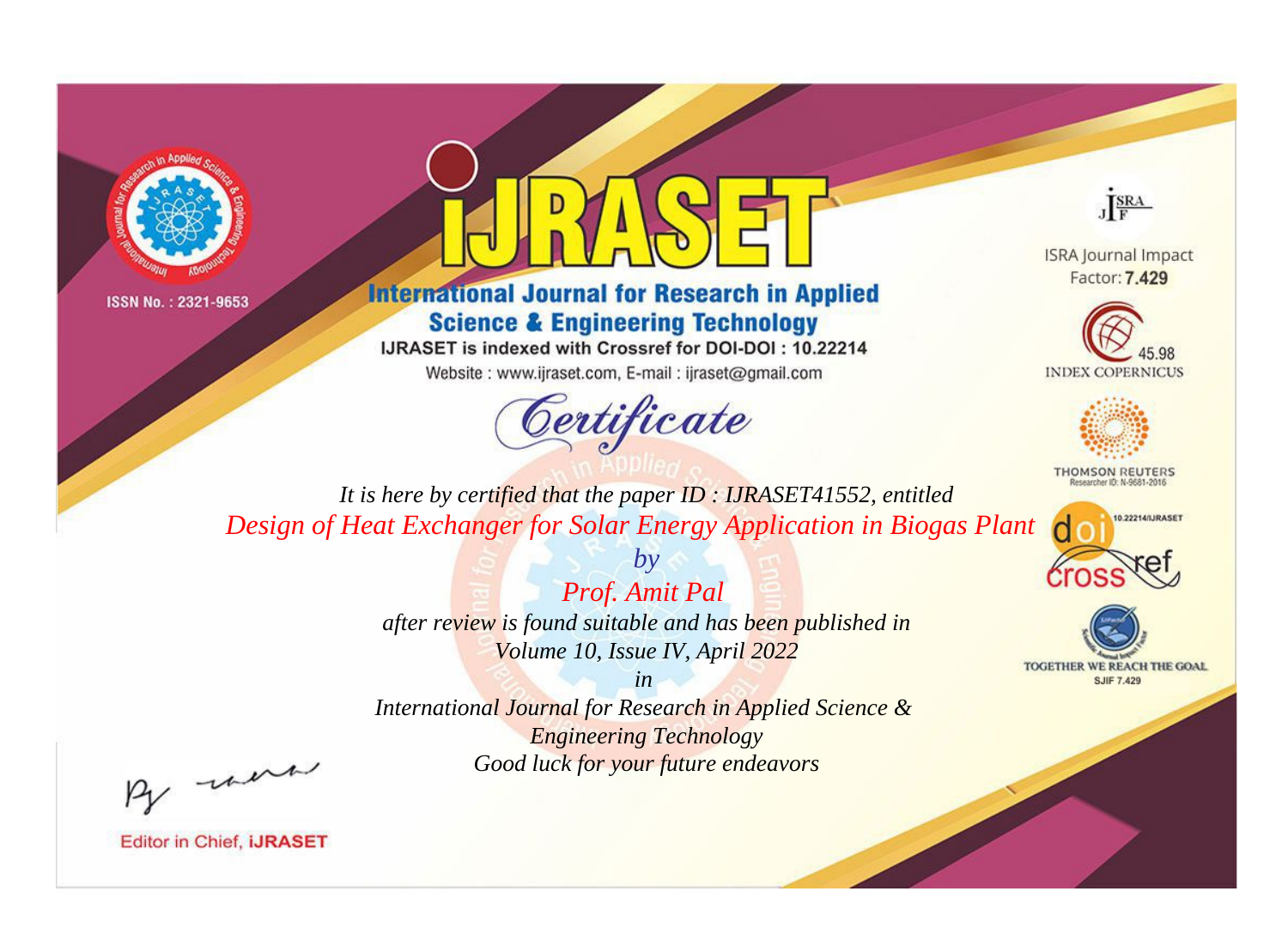ISSN No. : 2321-9653

# iJRASET

## International Journal for Research in Applied Science & Engineering Technology

IJRASET is indexed with Crossref for DOI-DOI : 10.22214

Website : www.ijraset.com, E-mail : ijraset@gmail.com

ISRA Journal Impact Factor: **7.429**

45.98 INDEX COPERNICUS

THOMSON REUTERS Researcher ID: N-9681-2016

10.22214/IJRASET

TOGETHER WE REACH THE GOAL SJIF 7.429

*Certificate*

*It is here by certified that the paper ID : IJRASET41552, entitled*

*Design of Heat Exchanger for Solar Energy Application in Biogas Plant*

*by*

*Prof. Amit Pal*

*after review is found suitable and has been published in*

*Volume 10, Issue IV, April 2022*

*in*

*International Journal for Research in Applied Science & Engineering Technology*

*Good luck for your future endeavors*

Editor in Chief, **iJRASET**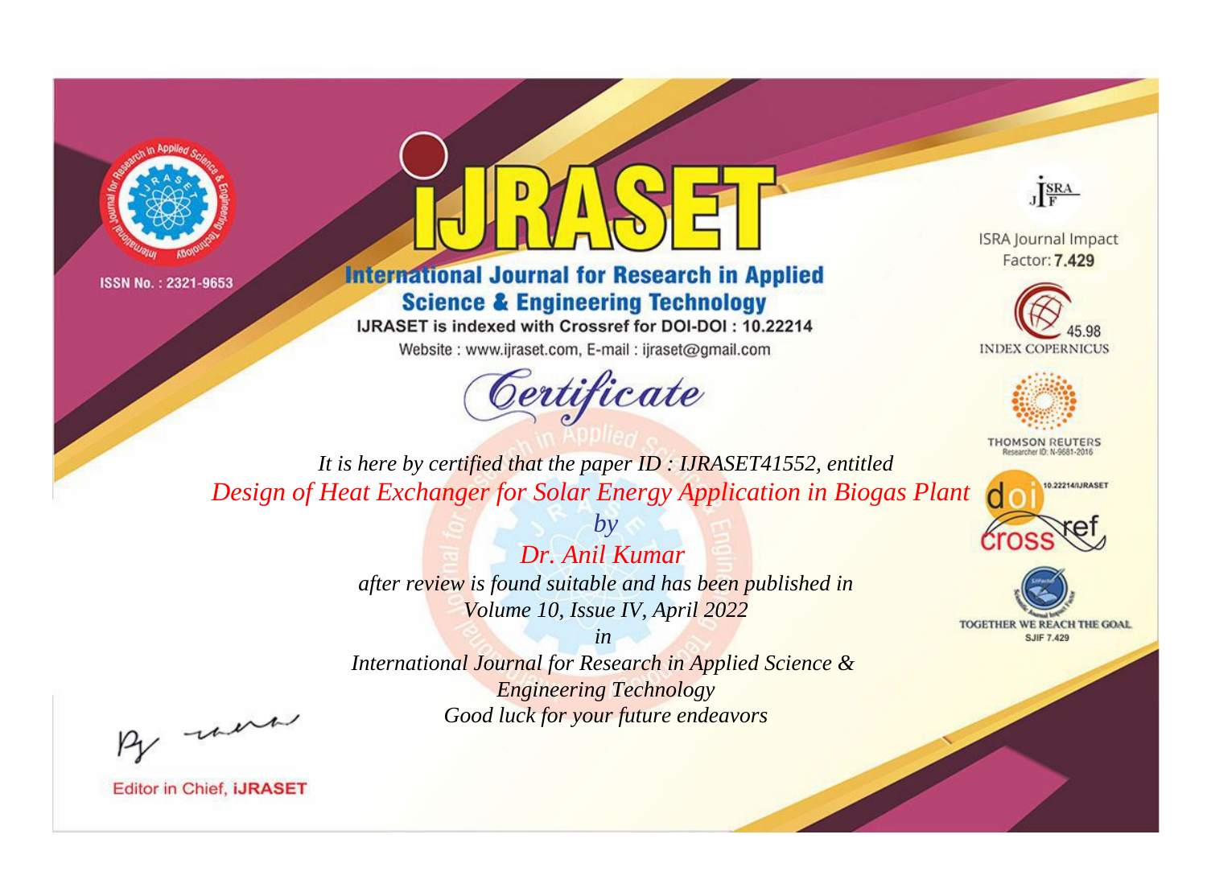ISSN No. : 2321-9653

# IJRASET

## International Journal for Research in Applied Science & Engineering Technology

IJRASET is indexed with Crossref for DOI-DOI : 10.22214

Website : www.ijraset.com, E-mail : ijraset@gmail.com

ISRA Journal Impact Factor: **7.429**

45.98 INDEX COPERNICUS

THOMSON REUTERS Researcher ID: N-9681-2016

10.22214/IJRASET

TOGETHER WE REACH THE GOAL SJIF 7.429

*Certificate*

*It is here by certified that the paper ID : IJRASET41552, entitled*

*Design of Heat Exchanger for Solar Energy Application in Biogas Plant*

*by*

*Dr. Anil Kumar*

*after review is found suitable and has been published in*

*Volume 10, Issue IV, April 2022*

*in*

*International Journal for Research in Applied Science & Engineering Technology*

*Good luck for your future endeavors*

Editor in Chief, **iJRASET**